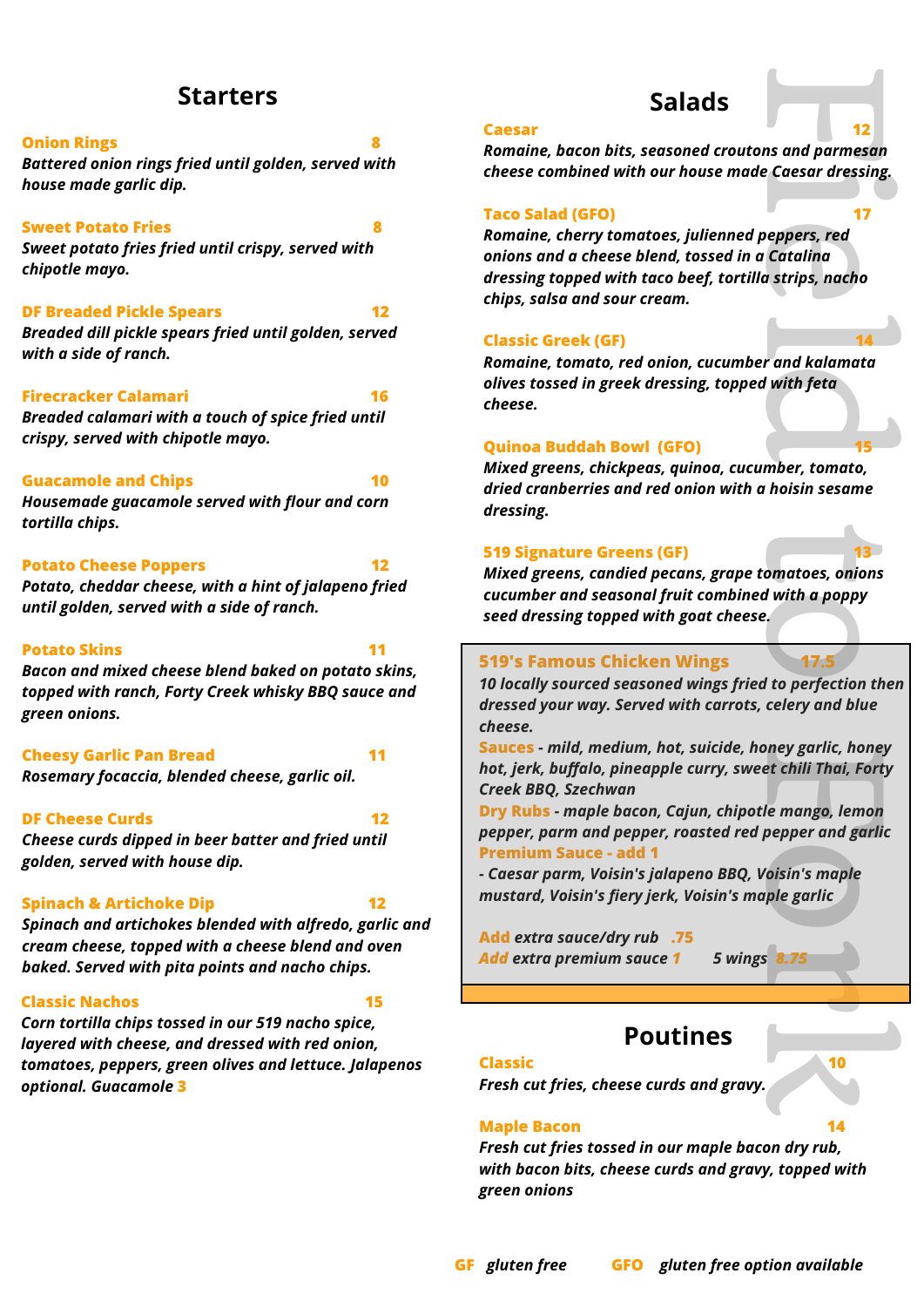## Starters

**Onion Rings** 8
*Battered onion rings fried until golden, served with house made garlic dip.*

**Sweet Potato Fries** 8
*Sweet potato fries fried until crispy, served with chipotle mayo.*

**DF Breaded Pickle Spears** 12
*Breaded dill pickle spears fried until golden, served with a side of ranch.*

**Firecracker Calamari** 16
*Breaded calamari with a touch of spice fried until crispy, served with chipotle mayo.*

**Guacamole and Chips** 10
*Housemade guacamole served with flour and corn tortilla chips.*

**Potato Cheese Poppers** 12
*Potato, cheddar cheese, with a hint of jalapeno fried until golden, served with a side of ranch.*

**Potato Skins** 11
*Bacon and mixed cheese blend baked on potato skins, topped with ranch, Forty Creek whisky BBQ sauce and green onions.*

**Cheesy Garlic Pan Bread** 11
*Rosemary focaccia, blended cheese, garlic oil.*

**DF Cheese Curds** 12
*Cheese curds dipped in beer batter and fried until golden, served with house dip.*

**Spinach & Artichoke Dip** 12
*Spinach and artichokes blended with alfredo, garlic and cream cheese, topped with a cheese blend and oven baked. Served with pita points and nacho chips.*

**Classic Nachos** 15
*Corn tortilla chips tossed in our 519 nacho spice, layered with cheese, and dressed with red onion, tomatoes, peppers, green olives and lettuce. Jalapenos optional. Guacamole* 3

## Salads

**Caesar** 12
*Romaine, bacon bits, seasoned croutons and parmesan cheese combined with our house made Caesar dressing.*

**Taco Salad (GFO)** 17
*Romaine, cherry tomatoes, julienned peppers, red onions and a cheese blend, tossed in a Catalina dressing topped with taco beef, tortilla strips, nacho chips, salsa and sour cream.*

**Classic Greek (GF)** 14
*Romaine, tomato, red onion, cucumber and kalamata olives tossed in greek dressing, topped with feta cheese.*

**Quinoa Buddah Bowl (GFO)** 15
*Mixed greens, chickpeas, quinoa, cucumber, tomato, dried cranberries and red onion with a hoisin sesame dressing.*

**519 Signature Greens (GF)** 13
*Mixed greens, candied pecans, grape tomatoes, onions cucumber and seasonal fruit combined with a poppy seed dressing topped with goat cheese.*

**519's Famous Chicken Wings** 17.5
*10 locally sourced seasoned wings fried to perfection then dressed your way. Served with carrots, celery and blue cheese.*

**Sauces** - *mild, medium, hot, suicide, honey garlic, honey hot, jerk, buffalo, pineapple curry, sweet chili Thai, Forty Creek BBQ, Szechwan*

**Dry Rubs** - *maple bacon, Cajun, chipotle mango, lemon pepper, parm and pepper, roasted red pepper and garlic*

**Premium Sauce - add 1**
*- Caesar parm, Voisin's jalapeno BBQ, Voisin's maple mustard, Voisin's fiery jerk, Voisin's maple garlic*

Add *extra sauce/dry rub* .75
Add *extra premium sauce* 1 *5 wings* 8.75

## Poutines

**Classic** 10
*Fresh cut fries, cheese curds and gravy.*

**Maple Bacon** 14
*Fresh cut fries tossed in our maple bacon dry rub, with bacon bits, cheese curds and gravy, topped with green onions*

GF *gluten free* GFO *gluten free option available*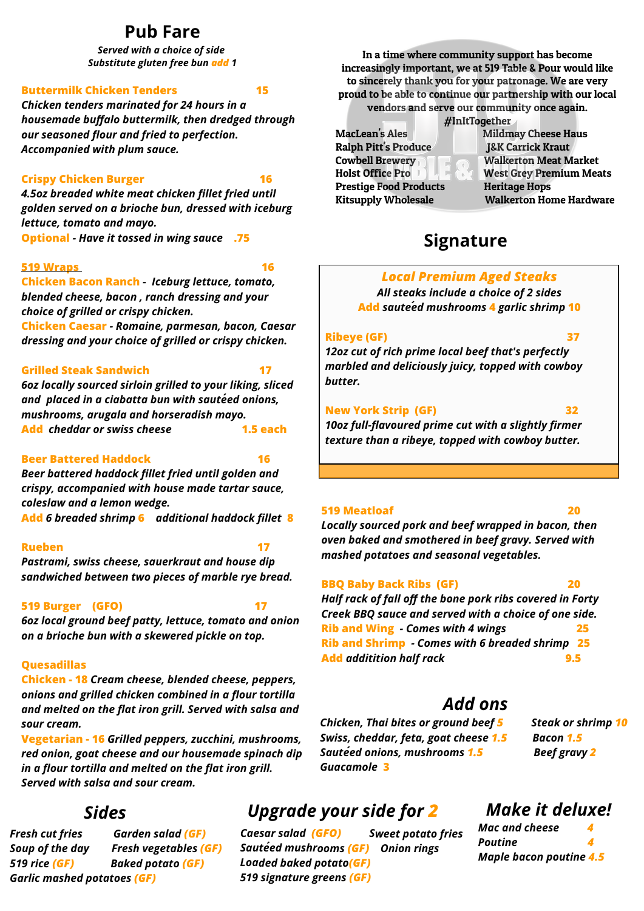# Pub Fare

*Served with a choice of side*
*Substitute gluten free bun add 1*

**Buttermilk Chicken Tenders** 15
*Chicken tenders marinated for 24 hours in a housemade buffalo buttermilk, then dredged through our seasoned flour and fried to perfection. Accompanied with plum sauce.*

**Crispy Chicken Burger** 16
*4.5oz breaded white meat chicken fillet fried until golden served on a brioche bun, dressed with iceburg lettuce, tomato and mayo.*
**Optional** *- Have it tossed in wing sauce .75*

**519 Wraps** 16
**Chicken Bacon Ranch** *- Iceburg lettuce, tomato, blended cheese, bacon , ranch dressing and your choice of grilled or crispy chicken.*
**Chicken Caesar** *- Romaine, parmesan, bacon, Caesar dressing and your choice of grilled or crispy chicken.*

**Grilled Steak Sandwich** 17
*6oz locally sourced sirloin grilled to your liking, sliced and placed in a ciabatta bun with sautéed onions, mushrooms, arugala and horseradish mayo.*
**Add** *cheddar or swiss cheese* 1.5 each

**Beer Battered Haddock** 16
*Beer battered haddock fillet fried until golden and crispy, accompanied with house made tartar sauce, coleslaw and a lemon wedge.*
**Add** *6 breaded shrimp* 6 *additional haddock fillet* 8

**Rueben** 17
*Pastrami, swiss cheese, sauerkraut and house dip sandwiched between two pieces of marble rye bread.*

**519 Burger (GFO)** 17
*6oz local ground beef patty, lettuce, tomato and onion on a brioche bun with a skewered pickle on top.*

**Quesadillas**
**Chicken - 18** *Cream cheese, blended cheese, peppers, onions and grilled chicken combined in a flour tortilla and melted on the flat iron grill. Served with salsa and sour cream.*
**Vegetarian - 16** *Grilled peppers, zucchini, mushrooms, red onion, goat cheese and our housemade spinach dip in a flour tortilla and melted on the flat iron grill. Served with salsa and sour cream.*

**In a time where community support has become increasingly important, we at 519 Table & Pour would like to sincerely thank you for your patronage. We are very proud to be able to continue our partnership with our local vendors and serve our community once again.**
**#InItTogether**

| | |
|---|---|
| MacLean's Ales | Mildmay Cheese Haus |
| Ralph Pitt's Produce | J&K Carrick Kraut |
| Cowbell Brewery | Walkerton Meat Market |
| Holst Office Pro | West Grey Premium Meats |
| Prestige Food Products | Heritage Hops |
| Kitsupply Wholesale | Walkerton Home Hardware |

# Signature

## *Local Premium Aged Steaks*

*All steaks include a choice of 2 sides*
**Add** *sauteéd mushrooms* 4 *garlic shrimp* 10

**Ribeye (GF)** 37
*12oz cut of rich prime local beef that's perfectly marbled and deliciously juicy, topped with cowboy butter.*

**New York Strip (GF)** 32
*10oz full-flavoured prime cut with a slightly firmer texture than a ribeye, topped with cowboy butter.*

**519 Meatloaf** 20
*Locally sourced pork and beef wrapped in bacon, then oven baked and smothered in beef gravy. Served with mashed potatoes and seasonal vegetables.*

**BBQ Baby Back Ribs (GF)** 20
*Half rack of fall off the bone pork ribs covered in Forty Creek BBQ sauce and served with a choice of one side.*
**Rib and Wing** *- Comes with 4 wings* 25
**Rib and Shrimp** *- Comes with 6 breaded shrimp* 25
**Add** *addition half rack* 9.5

## *Add ons*

*Chicken, Thai bites or ground beef* 5
*Swiss, cheddar, feta, goat cheese* 1.5
*Sautéed onions, mushrooms* 1.5
*Guacamole* 3
*Steak or shrimp* 10
*Bacon* 1.5
*Beef gravy* 2

## *Sides*

*Fresh cut fries*
*Soup of the day*
*519 rice (GF)*
*Garlic mashed potatoes (GF)*
*Garden salad (GF)*
*Fresh vegetables (GF)*
*Baked potato (GF)*

## *Upgrade your side for 2*

*Caesar salad (GFO)*
*Sautéed mushrooms (GF)*
*Loaded baked potato(GF)*
*519 signature greens (GF)*
*Sweet potato fries*
*Onion rings*

## *Make it deluxe!*

*Mac and cheese* 4
*Poutine* 4
*Maple bacon poutine* 4.5